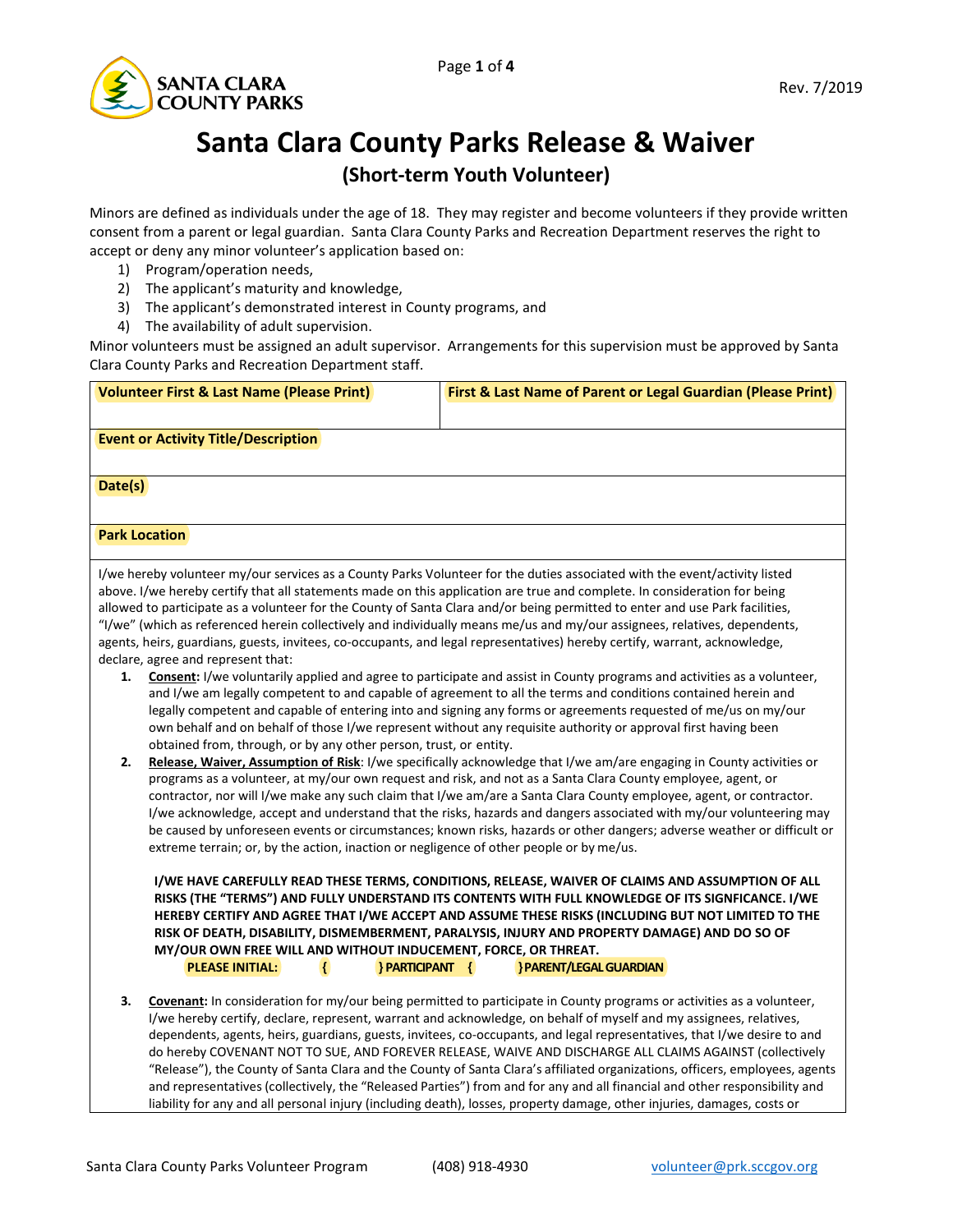Rev. 7/2019

# Santa Clara County Parks Release & Waiver

## (Short-term Youth Volunteer)

Minors are defined as individuals under the age of 18. They may register and become volunteers if they provide written consent from a parent or legal guardian. Santa Clara County Parks and Recreation Department reserves the right to accept or deny any minor volunteer's application based on:

1) Program/operation needs,
2) The applicant's maturity and knowledge,
3) The applicant's demonstrated interest in County programs, and
4) The availability of adult supervision.

Minor volunteers must be assigned an adult supervisor. Arrangements for this supervision must be approved by Santa Clara County Parks and Recreation Department staff.

| **Volunteer First & Last Name (Please Print)** | **First & Last Name of Parent or Legal Guardian (Please Print)** |
|---|---|
| **Event or Activity Title/Description** | |
| **Date(s)** | |
| **Park Location** | |

I/we hereby volunteer my/our services as a County Parks Volunteer for the duties associated with the event/activity listed above. I/we hereby certify that all statements made on this application are true and complete. In consideration for being allowed to participate as a volunteer for the County of Santa Clara and/or being permitted to enter and use Park facilities, "I/we" (which as referenced herein collectively and individually means me/us and my/our assignees, relatives, dependents, agents, heirs, guardians, guests, invitees, co-occupants, and legal representatives) hereby certify, warrant, acknowledge, declare, agree and represent that:

1. **Consent:** I/we voluntarily applied and agree to participate and assist in County programs and activities as a volunteer, and I/we am legally competent to and capable of agreeing to all the terms and conditions contained herein and legally competent and capable of entering into and signing any forms or agreements requested of me/us on my/our own behalf and on behalf of those I/we represent without any requisite authority or approval first having been obtained from, through, or by any other person, trust, or entity.
2. **Release, Waiver, Assumption of Risk**: I/we specifically acknowledge that I/we am/are engaging in County activities or programs as a volunteer, at my/our own request and risk, and not as a Santa Clara County employee, agent, or contractor, nor will I/we make any such claim that I/we am/are a Santa Clara County employee, agent, or contractor. I/we acknowledge, accept and understand that the risks, hazards and dangers associated with my/our volunteering may be caused by unforeseen events or circumstances; known risks, hazards or other dangers; adverse weather or difficult or extreme terrain; or, by the action, inaction or negligence of other people or by me/us.

   **I/WE HAVE CAREFULLY READ THESE TERMS, CONDITIONS, RELEASE, WAIVER OF CLAIMS AND ASSUMPTION OF ALL RISKS (THE "TERMS") AND FULLY UNDERSTAND ITS CONTENTS WITH FULL KNOWLEDGE OF ITS SIGNFICANCE. I/WE HEREBY CERTIFY AND AGREE THAT I/WE ACCEPT AND ASSUME THESE RISKS (INCLUDING BUT NOT LIMITED TO THE RISK OF DEATH, DISABILITY, DISMEMBERMENT, PARALYSIS, INJURY AND PROPERTY DAMAGE) AND DO SO OF MY/OUR OWN FREE WILL AND WITHOUT INDUCEMENT, FORCE, OR THREAT.**

   **PLEASE INITIAL: { } PARTICIPANT { } PARENT/LEGAL GUARDIAN**

3. **Covenant:** In consideration for my/our being permitted to participate in County programs or activities as a volunteer, I/we hereby certify, declare, represent, warrant and acknowledge, on behalf of myself and my assignees, relatives, dependents, agents, heirs, guardians, guests, invitees, co-occupants, and legal representatives, that I/we desire to and do hereby COVENANT NOT TO SUE, AND FOREVER RELEASE, WAIVE AND DISCHARGE ALL CLAIMS AGAINST (collectively "Release"), the County of Santa Clara and the County of Santa Clara's affiliated organizations, officers, employees, agents and representatives (collectively, the "Released Parties") from and for any and all financial and other responsibility and liability for any and all personal injury (including death), losses, property damage, other injuries, damages, costs or

Santa Clara County Parks Volunteer Program (408) 918-4930 volunteer@prk.sccgov.org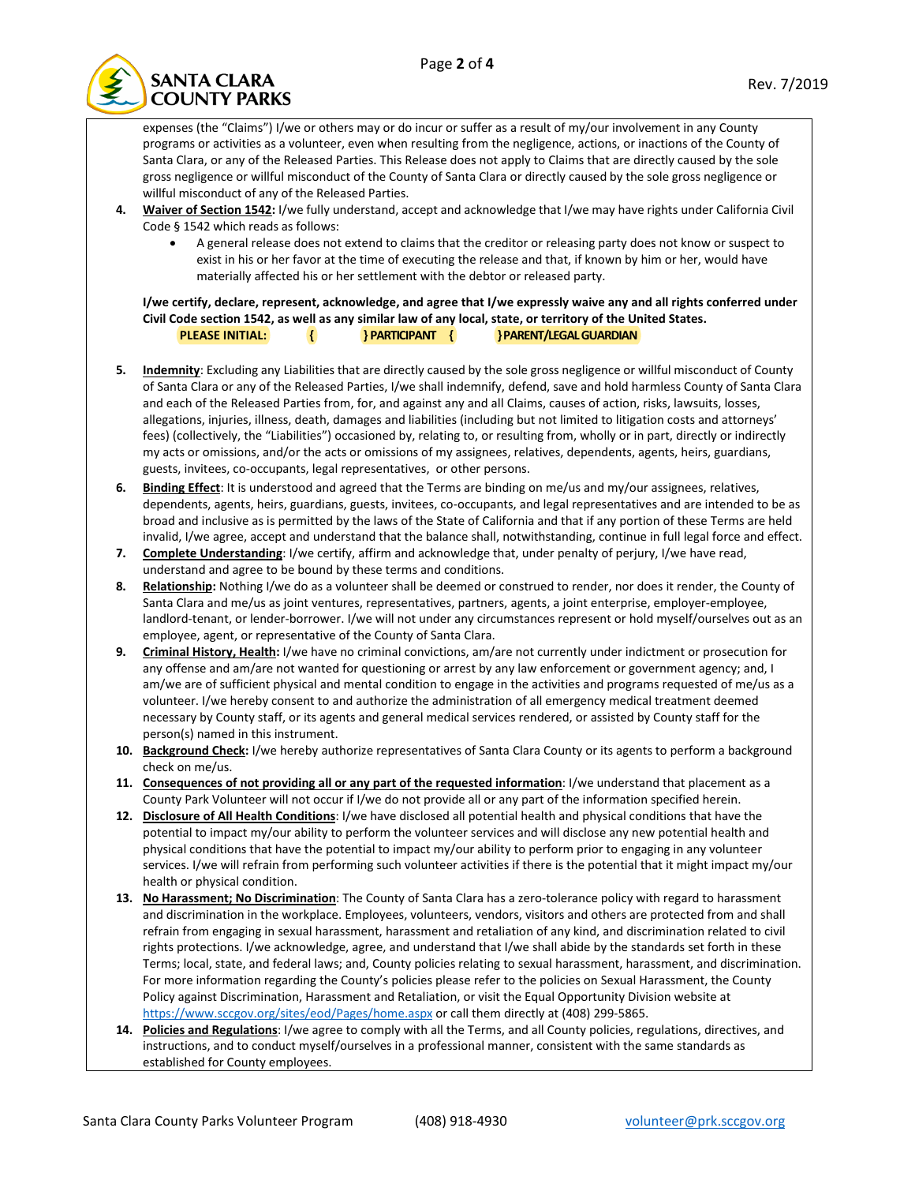expenses (the "Claims") I/we or others may or do incur or suffer as a result of my/our involvement in any County programs or activities as a volunteer, even when resulting from the negligence, actions, or inactions of the County of Santa Clara, or any of the Released Parties. This Release does not apply to Claims that are directly caused by the sole gross negligence or willful misconduct of the County of Santa Clara or directly caused by the sole gross negligence or willful misconduct of any of the Released Parties.

4. **Waiver of Section 1542:** I/we fully understand, accept and acknowledge that I/we may have rights under California Civil Code § 1542 which reads as follows:
   - A general release does not extend to claims that the creditor or releasing party does not know or suspect to exist in his or her favor at the time of executing the release and that, if known by him or her, would have materially affected his or her settlement with the debtor or released party.

   **I/we certify, declare, represent, acknowledge, and agree that I/we expressly waive any and all rights conferred under Civil Code section 1542, as well as any similar law of any local, state, or territory of the United States.**

   **PLEASE INITIAL: { } PARTICIPANT { } PARENT/LEGAL GUARDIAN**

5. **Indemnity**: Excluding any Liabilities that are directly caused by the sole gross negligence or willful misconduct of County of Santa Clara or any of the Released Parties, I/we shall indemnify, defend, save and hold harmless County of Santa Clara and each of the Released Parties from, for, and against any and all Claims, causes of action, risks, lawsuits, losses, allegations, injuries, illness, death, damages and liabilities (including but not limited to litigation costs and attorneys' fees) (collectively, the "Liabilities") occasioned by, relating to, or resulting from, wholly or in part, directly or indirectly my acts or omissions, and/or the acts or omissions of my assignees, relatives, dependents, agents, heirs, guardians, guests, invitees, co-occupants, legal representatives, or other persons.
6. **Binding Effect**: It is understood and agreed that the Terms are binding on me/us and my/our assignees, relatives, dependents, agents, heirs, guardians, guests, invitees, co-occupants, and legal representatives and are intended to be as broad and inclusive as is permitted by the laws of the State of California and that if any portion of these Terms are held invalid, I/we agree, accept and understand that the balance shall, notwithstanding, continue in full legal force and effect.
7. **Complete Understanding**: I/we certify, affirm and acknowledge that, under penalty of perjury, I/we have read, understand and agree to be bound by these terms and conditions.
8. **Relationship:** Nothing I/we do as a volunteer shall be deemed or construed to render, nor does it render, the County of Santa Clara and me/us as joint ventures, representatives, partners, agents, a joint enterprise, employer-employee, landlord-tenant, or lender-borrower. I/we will not under any circumstances represent or hold myself/ourselves out as an employee, agent, or representative of the County of Santa Clara.
9. **Criminal History, Health:** I/we have no criminal convictions, am/are not currently under indictment or prosecution for any offense and am/are not wanted for questioning or arrest by any law enforcement or government agency; and, I am/we are of sufficient physical and mental condition to engage in the activities and programs requested of me/us as a volunteer. I/we hereby consent to and authorize the administration of all emergency medical treatment deemed necessary by County staff, or its agents and general medical services rendered, or assisted by County staff for the person(s) named in this instrument.
10. **Background Check:** I/we hereby authorize representatives of Santa Clara County or its agents to perform a background check on me/us.
11. **Consequences of not providing all or any part of the requested information**: I/we understand that placement as a County Park Volunteer will not occur if I/we do not provide all or any part of the information specified herein.
12. **Disclosure of All Health Conditions**: I/we have disclosed all potential health and physical conditions that have the potential to impact my/our ability to perform the volunteer services and will disclose any new potential health and physical conditions that have the potential to impact my/our ability to perform prior to engaging in any volunteer services. I/we will refrain from performing such volunteer activities if there is the potential that it might impact my/our health or physical condition.
13. **No Harassment; No Discrimination**: The County of Santa Clara has a zero-tolerance policy with regard to harassment and discrimination in the workplace. Employees, volunteers, vendors, visitors and others are protected from and shall refrain from engaging in sexual harassment, harassment and retaliation of any kind, and discrimination related to civil rights protections. I/we acknowledge, agree, and understand that I/we shall abide by the standards set forth in these Terms; local, state, and federal laws; and, County policies relating to sexual harassment, harassment, and discrimination. For more information regarding the County's policies please refer to the policies on Sexual Harassment, the County Policy against Discrimination, Harassment and Retaliation, or visit the Equal Opportunity Division website at https://www.sccgov.org/sites/eod/Pages/home.aspx or call them directly at (408) 299-5865.
14. **Policies and Regulations**: I/we agree to comply with all the Terms, and all County policies, regulations, directives, and instructions, and to conduct myself/ourselves in a professional manner, consistent with the same standards as established for County employees.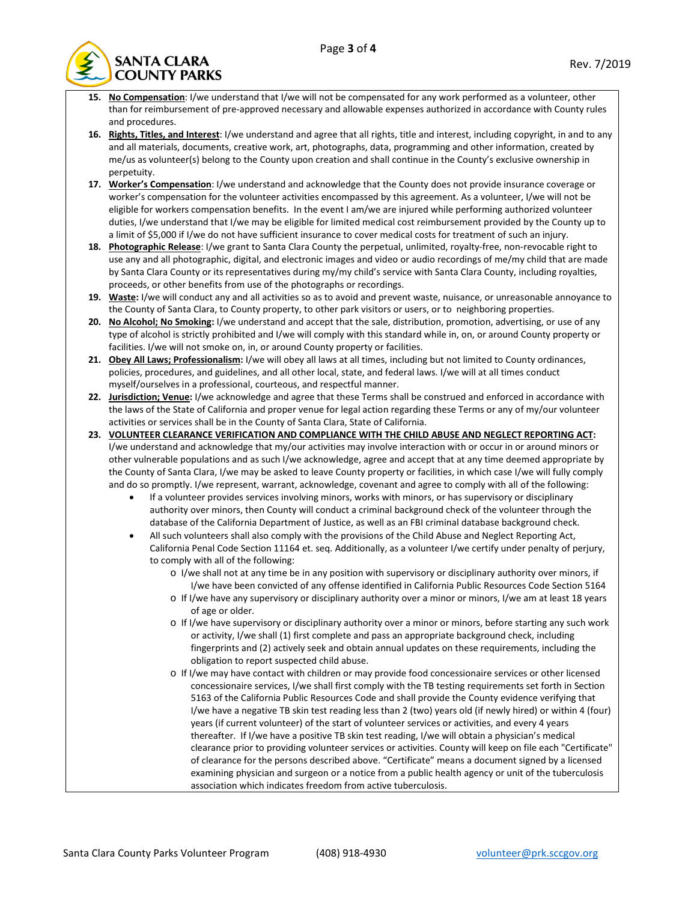15. **<u>No Compensation</u>**: I/we understand that I/we will not be compensated for any work performed as a volunteer, other than for reimbursement of pre-approved necessary and allowable expenses authorized in accordance with County rules and procedures.
16. **<u>Rights, Titles, and Interest</u>**: I/we understand and agree that all rights, title and interest, including copyright, in and to any and all materials, documents, creative work, art, photographs, data, programming and other information, created by me/us as volunteer(s) belong to the County upon creation and shall continue in the County's exclusive ownership in perpetuity.
17. **<u>Worker's Compensation</u>**: I/we understand and acknowledge that the County does not provide insurance coverage or worker's compensation for the volunteer activities encompassed by this agreement. As a volunteer, I/we will not be eligible for workers compensation benefits. In the event I am/we are injured while performing authorized volunteer duties, I/we understand that I/we may be eligible for limited medical cost reimbursement provided by the County up to a limit of $5,000 if I/we do not have sufficient insurance to cover medical costs for treatment of such an injury.
18. **<u>Photographic Release</u>**: I/we grant to Santa Clara County the perpetual, unlimited, royalty-free, non-revocable right to use any and all photographic, digital, and electronic images and video or audio recordings of me/my child that are made by Santa Clara County or its representatives during my/my child's service with Santa Clara County, including royalties, proceeds, or other benefits from use of the photographs or recordings.
19. **<u>Waste:</u>** I/we will conduct any and all activities so as to avoid and prevent waste, nuisance, or unreasonable annoyance to the County of Santa Clara, to County property, to other park visitors or users, or to neighboring properties.
20. **<u>No Alcohol; No Smoking:</u>** I/we understand and accept that the sale, distribution, promotion, advertising, or use of any type of alcohol is strictly prohibited and I/we will comply with this standard while in, on, or around County property or facilities. I/we will not smoke on, in, or around County property or facilities.
21. **<u>Obey All Laws; Professionalism:</u>** I/we will obey all laws at all times, including but not limited to County ordinances, policies, procedures, and guidelines, and all other local, state, and federal laws. I/we will at all times conduct myself/ourselves in a professional, courteous, and respectful manner.
22. **<u>Jurisdiction; Venue:</u>** I/we acknowledge and agree that these Terms shall be construed and enforced in accordance with the laws of the State of California and proper venue for legal action regarding these Terms or any of my/our volunteer activities or services shall be in the County of Santa Clara, State of California.
23. **<u>VOLUNTEER CLEARANCE VERIFICATION AND COMPLIANCE WITH THE CHILD ABUSE AND NEGLECT REPORTING ACT</u>:** I/we understand and acknowledge that my/our activities may involve interaction with or occur in or around minors or other vulnerable populations and as such I/we acknowledge, agree and accept that at any time deemed appropriate by the County of Santa Clara, I/we may be asked to leave County property or facilities, in which case I/we will fully comply and do so promptly. I/we represent, warrant, acknowledge, covenant and agree to comply with all of the following:
    - If a volunteer provides services involving minors, works with minors, or has supervisory or disciplinary authority over minors, then County will conduct a criminal background check of the volunteer through the database of the California Department of Justice, as well as an FBI criminal database background check.
    - All such volunteers shall also comply with the provisions of the Child Abuse and Neglect Reporting Act, California Penal Code Section 11164 et. seq. Additionally, as a volunteer I/we certify under penalty of perjury, to comply with all of the following:
        - I/we shall not at any time be in any position with supervisory or disciplinary authority over minors, if I/we have been convicted of any offense identified in California Public Resources Code Section 5164
        - If I/we have any supervisory or disciplinary authority over a minor or minors, I/we am at least 18 years of age or older.
        - If I/we have supervisory or disciplinary authority over a minor or minors, before starting any such work or activity, I/we shall (1) first complete and pass an appropriate background check, including fingerprints and (2) actively seek and obtain annual updates on these requirements, including the obligation to report suspected child abuse.
        - If I/we may have contact with children or may provide food concessionaire services or other licensed concessionaire services, I/we shall first comply with the TB testing requirements set forth in Section 5163 of the California Public Resources Code and shall provide the County evidence verifying that I/we have a negative TB skin test reading less than 2 (two) years old (if newly hired) or within 4 (four) years (if current volunteer) of the start of volunteer services or activities, and every 4 years thereafter. If I/we have a positive TB skin test reading, I/we will obtain a physician's medical clearance prior to providing volunteer services or activities. County will keep on file each "Certificate" of clearance for the persons described above. "Certificate" means a document signed by a licensed examining physician and surgeon or a notice from a public health agency or unit of the tuberculosis association which indicates freedom from active tuberculosis.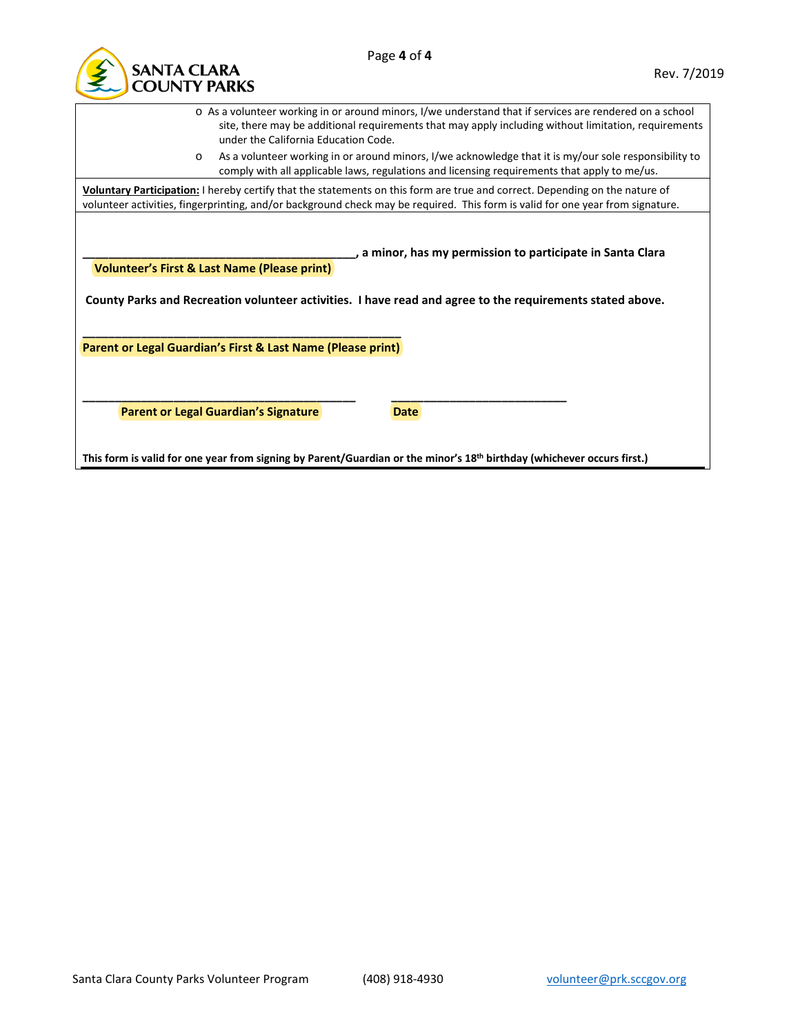- As a volunteer working in or around minors, I/we understand that if services are rendered on a school site, there may be additional requirements that may apply including without limitation, requirements under the California Education Code.
- As a volunteer working in or around minors, I/we acknowledge that it is my/our sole responsibility to comply with all applicable laws, regulations and licensing requirements that apply to me/us.

**Voluntary Participation:** I hereby certify that the statements on this form are true and correct. Depending on the nature of volunteer activities, fingerprinting, and/or background check may be required. This form is valid for one year from signature.

**___________________________________________, a minor, has my permission to participate in Santa Clara**
**Volunteer's First & Last Name (Please print)**

**County Parks and Recreation volunteer activities. I have read and agree to the requirements stated above.**

**___________________________________________**
**Parent or Legal Guardian's First & Last Name (Please print)**

**___________________________________________** **___________________________**
**Parent or Legal Guardian's Signature** **Date**

**This form is valid for one year from signing by Parent/Guardian or the minor's 18th birthday (whichever occurs first.)**

Santa Clara County Parks Volunteer Program (408) 918-4930 volunteer@prk.sccgov.org